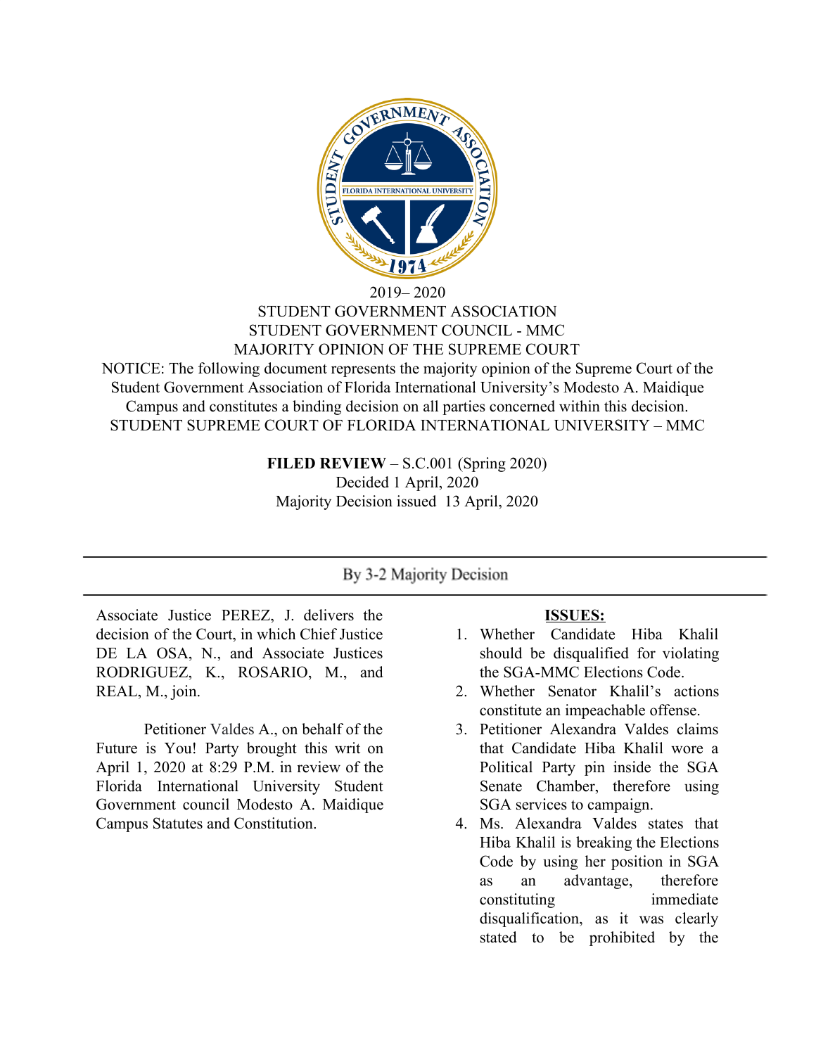2019– 2020

STUDENT GOVERNMENT ASSOCIATION

STUDENT GOVERNMENT COUNCIL - MMC

MAJORITY OPINION OF THE SUPREME COURT

NOTICE: The following document represents the majority opinion of the Supreme Court of the Student Government Association of Florida International University's Modesto A. Maidique Campus and constitutes a binding decision on all parties concerned within this decision.

STUDENT SUPREME COURT OF FLORIDA INTERNATIONAL UNIVERSITY – MMC

**FILED REVIEW** – S.C.001 (Spring 2020)

Decided 1 April, 2020

Majority Decision issued 13 April, 2020

---

By 3-2 Majority Decision

---

Associate Justice PEREZ, J. delivers the decision of the Court, in which Chief Justice DE LA OSA, N., and Associate Justices RODRIGUEZ, K., ROSARIO, M., and REAL, M., join.

Petitioner Valdes A., on behalf of the Future is You! Party brought this writ on April 1, 2020 at 8:29 P.M. in review of the Florida International University Student Government council Modesto A. Maidique Campus Statutes and Constitution.

**ISSUES:**

1. Whether Candidate Hiba Khalil should be disqualified for violating the SGA-MMC Elections Code.
2. Whether Senator Khalil's actions constitute an impeachable offense.
3. Petitioner Alexandra Valdes claims that Candidate Hiba Khalil wore a Political Party pin inside the SGA Senate Chamber, therefore using SGA services to campaign.
4. Ms. Alexandra Valdes states that Hiba Khalil is breaking the Elections Code by using her position in SGA as an advantage, therefore constituting immediate disqualification, as it was clearly stated to be prohibited by the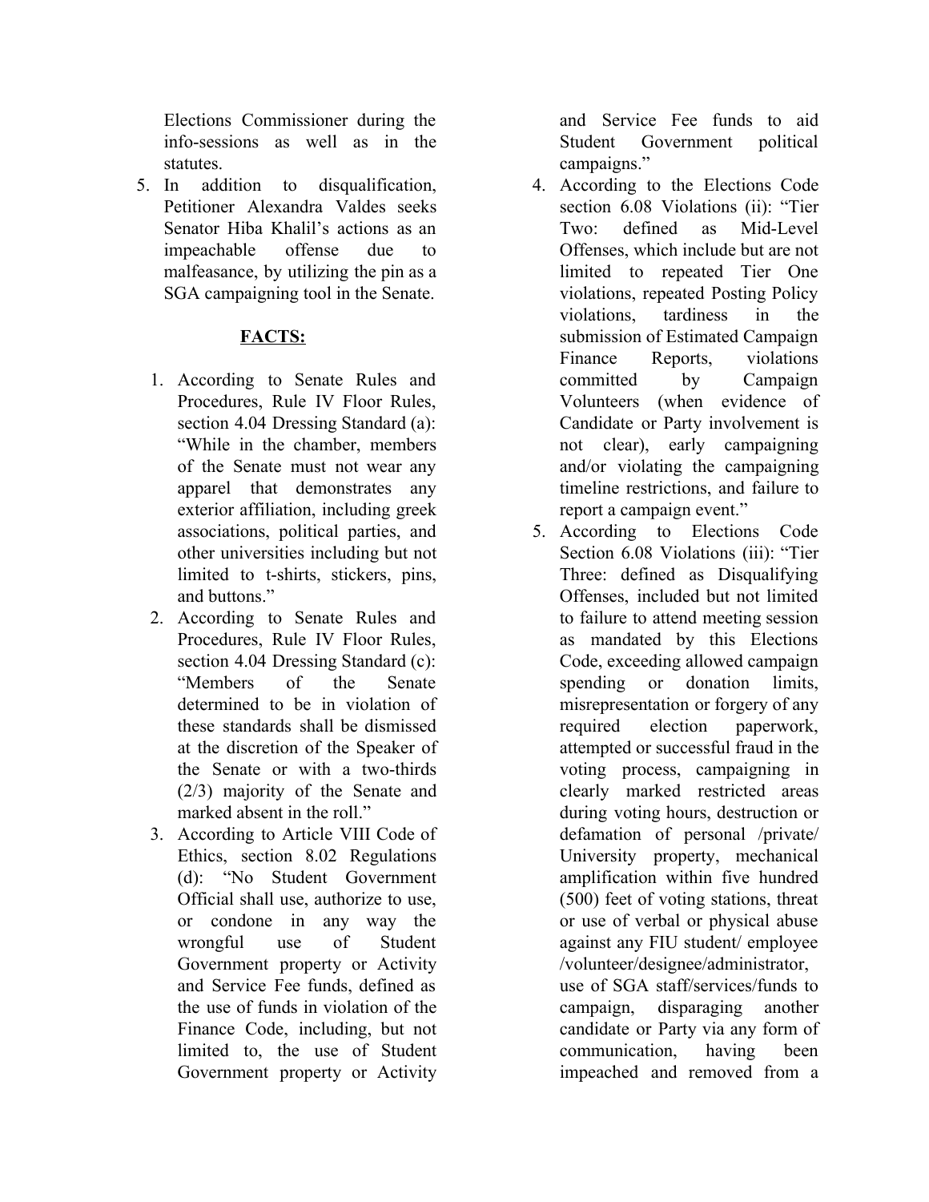Elections Commissioner during the info-sessions as well as in the statutes.

5. In addition to disqualification, Petitioner Alexandra Valdes seeks Senator Hiba Khalil's actions as an impeachable offense due to malfeasance, by utilizing the pin as a SGA campaigning tool in the Senate.

**FACTS:**

1. According to Senate Rules and Procedures, Rule IV Floor Rules, section 4.04 Dressing Standard (a): "While in the chamber, members of the Senate must not wear any apparel that demonstrates any exterior affiliation, including greek associations, political parties, and other universities including but not limited to t-shirts, stickers, pins, and buttons."
2. According to Senate Rules and Procedures, Rule IV Floor Rules, section 4.04 Dressing Standard (c): "Members of the Senate determined to be in violation of these standards shall be dismissed at the discretion of the Speaker of the Senate or with a two-thirds (2/3) majority of the Senate and marked absent in the roll."
3. According to Article VIII Code of Ethics, section 8.02 Regulations (d): "No Student Government Official shall use, authorize to use, or condone in any way the wrongful use of Student Government property or Activity and Service Fee funds, defined as the use of funds in violation of the Finance Code, including, but not limited to, the use of Student Government property or Activity and Service Fee funds to aid Student Government political campaigns."
4. According to the Elections Code section 6.08 Violations (ii): "Tier Two: defined as Mid-Level Offenses, which include but are not limited to repeated Tier One violations, repeated Posting Policy violations, tardiness in the submission of Estimated Campaign Finance Reports, violations committed by Campaign Volunteers (when evidence of Candidate or Party involvement is not clear), early campaigning and/or violating the campaigning timeline restrictions, and failure to report a campaign event."
5. According to Elections Code Section 6.08 Violations (iii): "Tier Three: defined as Disqualifying Offenses, included but not limited to failure to attend meeting session as mandated by this Elections Code, exceeding allowed campaign spending or donation limits, misrepresentation or forgery of any required election paperwork, attempted or successful fraud in the voting process, campaigning in clearly marked restricted areas during voting hours, destruction or defamation of personal /private/ University property, mechanical amplification within five hundred (500) feet of voting stations, threat or use of verbal or physical abuse against any FIU student/ employee /volunteer/designee/administrator, use of SGA staff/services/funds to campaign, disparaging another candidate or Party via any form of communication, having been impeached and removed from a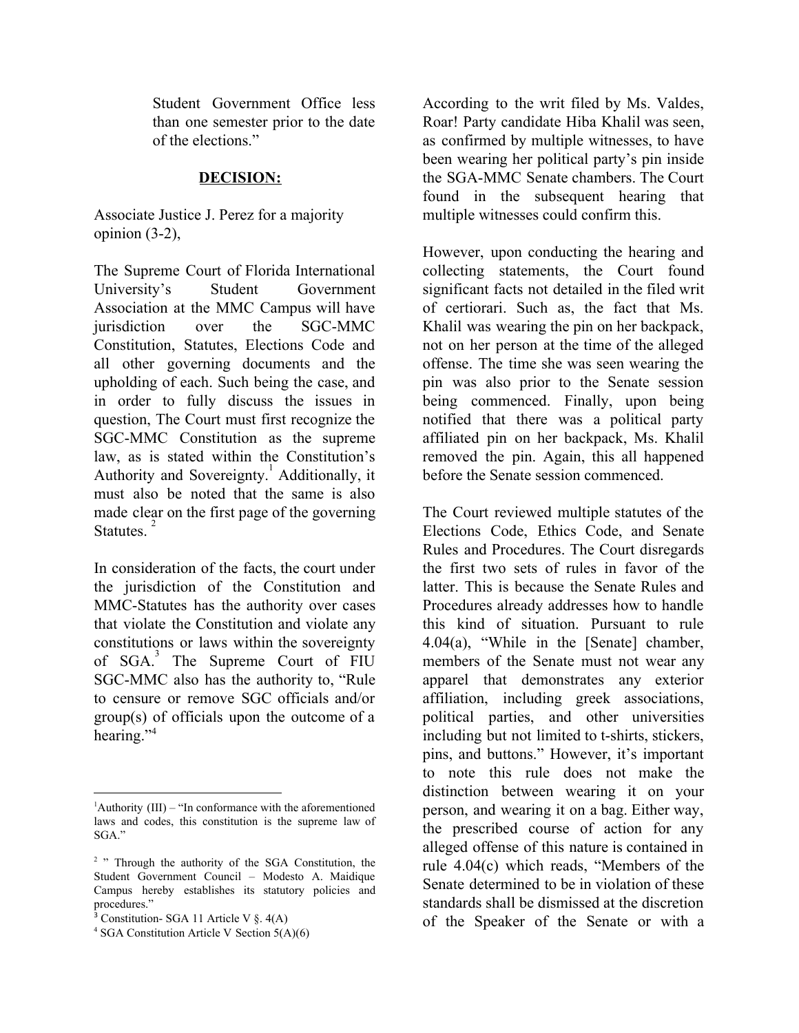Student Government Office less than one semester prior to the date of the elections."

**DECISION:**

Associate Justice J. Perez for a majority opinion (3-2),

The Supreme Court of Florida International University's Student Government Association at the MMC Campus will have jurisdiction over the SGC-MMC Constitution, Statutes, Elections Code and all other governing documents and the upholding of each. Such being the case, and in order to fully discuss the issues in question, The Court must first recognize the SGC-MMC Constitution as the supreme law, as is stated within the Constitution's Authority and Sovereignty.[1] Additionally, it must also be noted that the same is also made clear on the first page of the governing Statutes.[2]

In consideration of the facts, the court under the jurisdiction of the Constitution and MMC-Statutes has the authority over cases that violate the Constitution and violate any constitutions or laws within the sovereignty of SGA.[3] The Supreme Court of FIU SGC-MMC also has the authority to, "Rule to censure or remove SGC officials and/or group(s) of officials upon the outcome of a hearing."[4]

According to the writ filed by Ms. Valdes, Roar! Party candidate Hiba Khalil was seen, as confirmed by multiple witnesses, to have been wearing her political party's pin inside the SGA-MMC Senate chambers. The Court found in the subsequent hearing that multiple witnesses could confirm this.

However, upon conducting the hearing and collecting statements, the Court found significant facts not detailed in the filed writ of certiorari. Such as, the fact that Ms. Khalil was wearing the pin on her backpack, not on her person at the time of the alleged offense. The time she was seen wearing the pin was also prior to the Senate session being commenced. Finally, upon being notified that there was a political party affiliated pin on her backpack, Ms. Khalil removed the pin. Again, this all happened before the Senate session commenced.

The Court reviewed multiple statutes of the Elections Code, Ethics Code, and Senate Rules and Procedures. The Court disregards the first two sets of rules in favor of the latter. This is because the Senate Rules and Procedures already addresses how to handle this kind of situation. Pursuant to rule 4.04(a), "While in the [Senate] chamber, members of the Senate must not wear any apparel that demonstrates any exterior affiliation, including greek associations, political parties, and other universities including but not limited to t-shirts, stickers, pins, and buttons." However, it's important to note this rule does not make the distinction between wearing it on your person, and wearing it on a bag. Either way, the prescribed course of action for any alleged offense of this nature is contained in rule 4.04(c) which reads, "Members of the Senate determined to be in violation of these standards shall be dismissed at the discretion of the Speaker of the Senate or with a

---

[1] Authority (III) – "In conformance with the aforementioned laws and codes, this constitution is the supreme law of SGA."

[2] " Through the authority of the SGA Constitution, the Student Government Council – Modesto A. Maidique Campus hereby establishes its statutory policies and procedures."

[3] Constitution- SGA 11 Article V §. 4(A)

[4] SGA Constitution Article V Section 5(A)(6)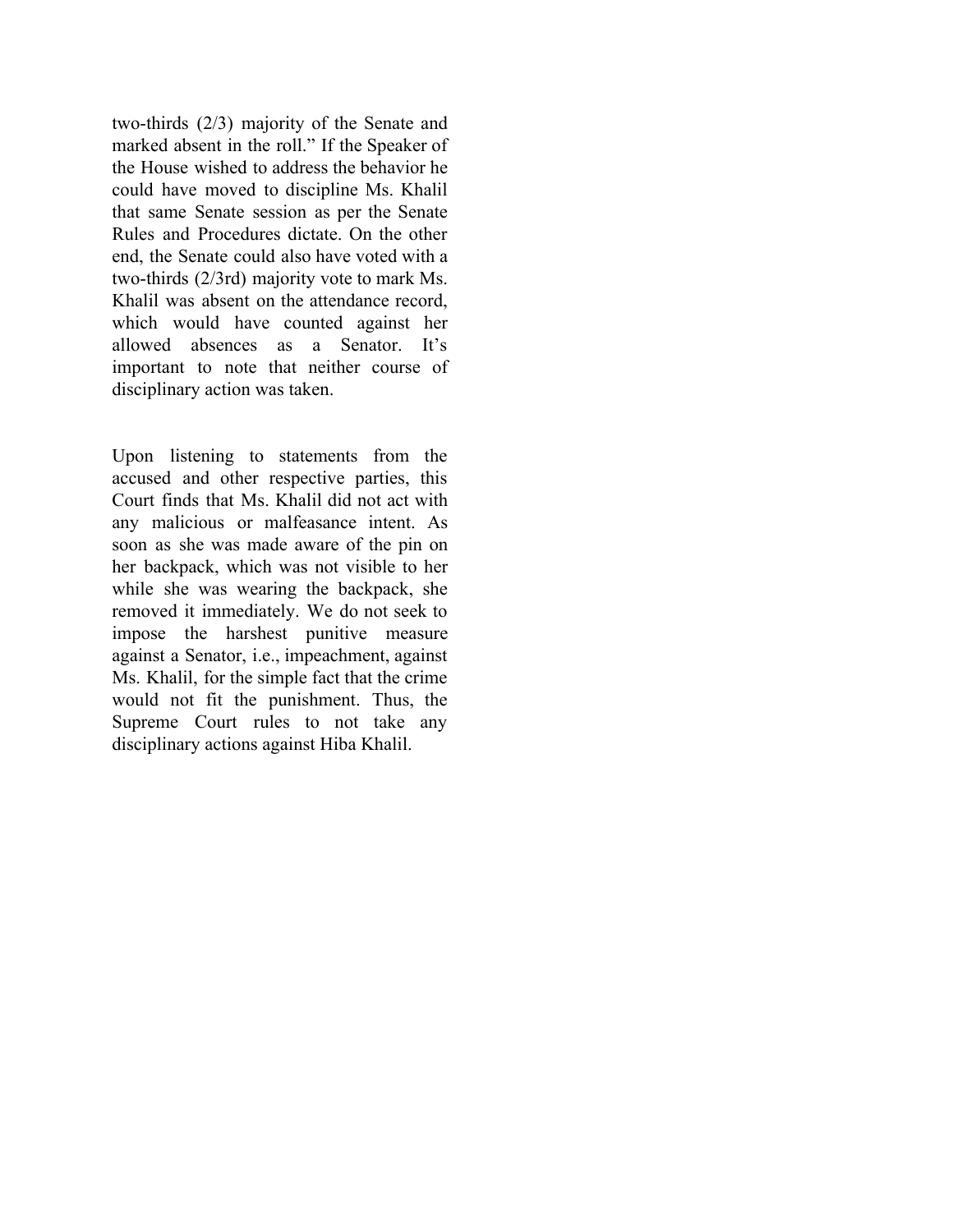two-thirds (2/3) majority of the Senate and marked absent in the roll." If the Speaker of the House wished to address the behavior he could have moved to discipline Ms. Khalil that same Senate session as per the Senate Rules and Procedures dictate. On the other end, the Senate could also have voted with a two-thirds (2/3rd) majority vote to mark Ms. Khalil was absent on the attendance record, which would have counted against her allowed absences as a Senator. It's important to note that neither course of disciplinary action was taken.

Upon listening to statements from the accused and other respective parties, this Court finds that Ms. Khalil did not act with any malicious or malfeasance intent. As soon as she was made aware of the pin on her backpack, which was not visible to her while she was wearing the backpack, she removed it immediately. We do not seek to impose the harshest punitive measure against a Senator, i.e., impeachment, against Ms. Khalil, for the simple fact that the crime would not fit the punishment. Thus, the Supreme Court rules to not take any disciplinary actions against Hiba Khalil.